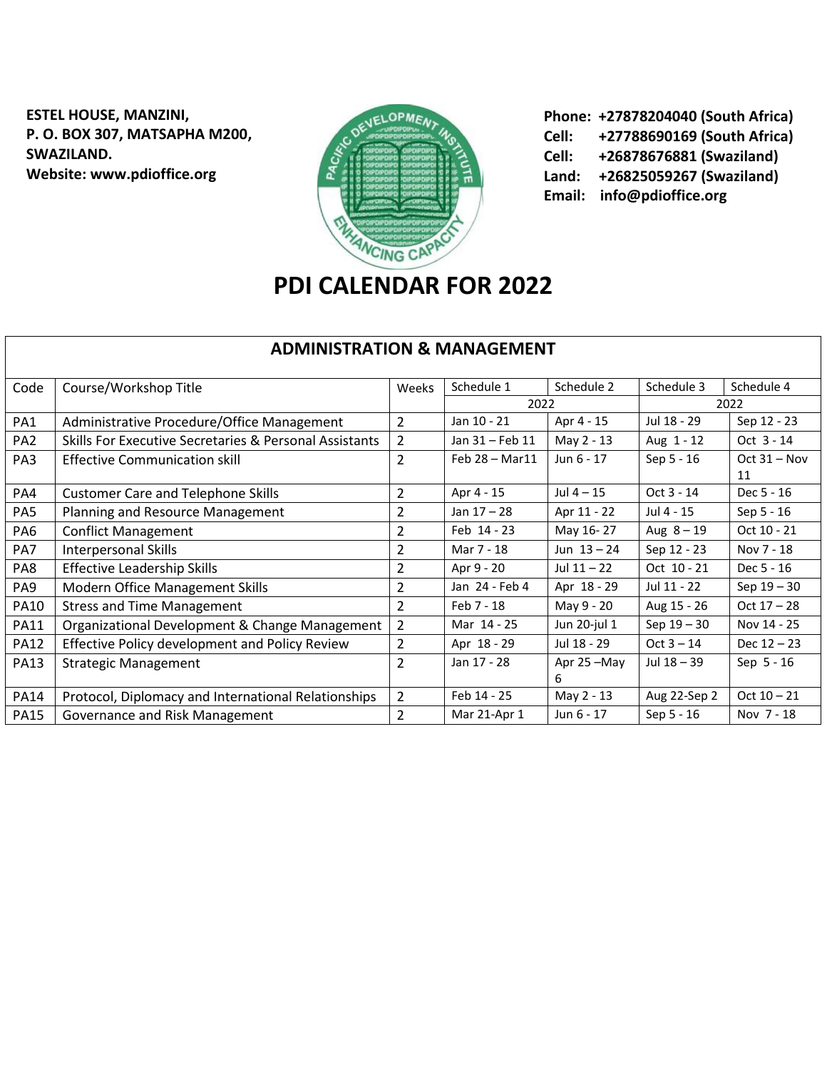**ESTEL HOUSE, MANZINI,**
**P. O. BOX 307, MATSAPHA M200,**
**SWAZILAND.**
**Website: www.pdioffice.org**

**Phone: +27878204040 (South Africa)**
**Cell: +27788690169 (South Africa)**
**Cell: +26878676881 (Swaziland)**
**Land: +26825059267 (Swaziland)**
**Email: info@pdioffice.org**

# PDI CALENDAR FOR 2022

## ADMINISTRATION & MANAGEMENT

| Code | Course/Workshop Title | Weeks | Schedule 1 | Schedule 2 | Schedule 3 | Schedule 4 |
|---|---|---|---|---|---|---|
| | | | 2022 | | 2022 | |
| PA1 | Administrative Procedure/Office Management | 2 | Jan 10 - 21 | Apr 4 - 15 | Jul 18 - 29 | Sep 12 - 23 |
| PA2 | Skills For Executive Secretaries & Personal Assistants | 2 | Jan 31 – Feb 11 | May 2 - 13 | Aug 1 - 12 | Oct 3 - 14 |
| PA3 | Effective Communication skill | 2 | Feb 28 – Mar11 | Jun 6 - 17 | Sep 5 - 16 | Oct 31 – Nov 11 |
| PA4 | Customer Care and Telephone Skills | 2 | Apr 4 - 15 | Jul 4 – 15 | Oct 3 - 14 | Dec 5 - 16 |
| PA5 | Planning and Resource Management | 2 | Jan 17 – 28 | Apr 11 - 22 | Jul 4 - 15 | Sep 5 - 16 |
| PA6 | Conflict Management | 2 | Feb 14 - 23 | May 16- 27 | Aug 8 – 19 | Oct 10 - 21 |
| PA7 | Interpersonal Skills | 2 | Mar 7 - 18 | Jun 13 – 24 | Sep 12 - 23 | Nov 7 - 18 |
| PA8 | Effective Leadership Skills | 2 | Apr 9 - 20 | Jul 11 – 22 | Oct 10 - 21 | Dec 5 - 16 |
| PA9 | Modern Office Management Skills | 2 | Jan 24 - Feb 4 | Apr 18 - 29 | Jul 11 - 22 | Sep 19 – 30 |
| PA10 | Stress and Time Management | 2 | Feb 7 - 18 | May 9 - 20 | Aug 15 - 26 | Oct 17 – 28 |
| PA11 | Organizational Development & Change Management | 2 | Mar 14 - 25 | Jun 20-jul 1 | Sep 19 – 30 | Nov 14 - 25 |
| PA12 | Effective Policy development and Policy Review | 2 | Apr 18 - 29 | Jul 18 - 29 | Oct 3 – 14 | Dec 12 – 23 |
| PA13 | Strategic Management | 2 | Jan 17 - 28 | Apr 25 –May 6 | Jul 18 – 39 | Sep 5 - 16 |
| PA14 | Protocol, Diplomacy and International Relationships | 2 | Feb 14 - 25 | May 2 - 13 | Aug 22-Sep 2 | Oct 10 – 21 |
| PA15 | Governance and Risk Management | 2 | Mar 21-Apr 1 | Jun 6 - 17 | Sep 5 - 16 | Nov 7 - 18 |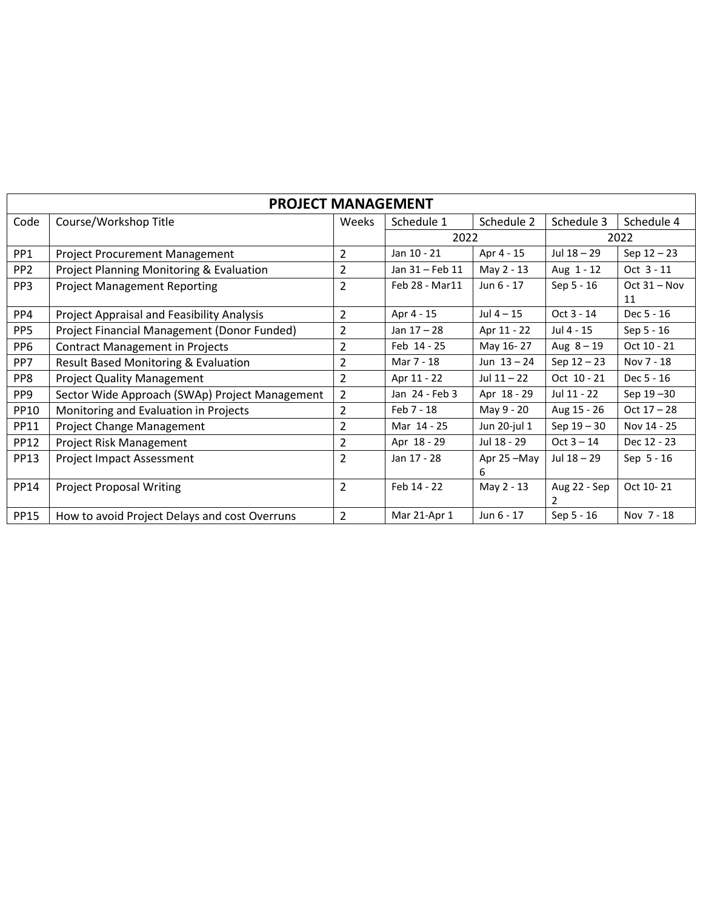## PROJECT MANAGEMENT

| Code | Course/Workshop Title | Weeks | Schedule 1 | Schedule 2 | Schedule 3 | Schedule 4 |
|---|---|---|---|---|---|---|
| | | | 2022 | | 2022 | |
| PP1 | Project Procurement Management | 2 | Jan 10 - 21 | Apr 4 - 15 | Jul 18 – 29 | Sep 12 – 23 |
| PP2 | Project Planning Monitoring & Evaluation | 2 | Jan 31 – Feb 11 | May 2 - 13 | Aug 1 - 12 | Oct 3 - 11 |
| PP3 | Project Management Reporting | 2 | Feb 28 - Mar11 | Jun 6 - 17 | Sep 5 - 16 | Oct 31 – Nov 11 |
| PP4 | Project Appraisal and Feasibility Analysis | 2 | Apr 4 - 15 | Jul 4 – 15 | Oct 3 - 14 | Dec 5 - 16 |
| PP5 | Project Financial Management (Donor Funded) | 2 | Jan 17 – 28 | Apr 11 - 22 | Jul 4 - 15 | Sep 5 - 16 |
| PP6 | Contract Management in Projects | 2 | Feb 14 - 25 | May 16- 27 | Aug 8 – 19 | Oct 10 - 21 |
| PP7 | Result Based Monitoring & Evaluation | 2 | Mar 7 - 18 | Jun 13 – 24 | Sep 12 – 23 | Nov 7 - 18 |
| PP8 | Project Quality Management | 2 | Apr 11 - 22 | Jul 11 – 22 | Oct 10 - 21 | Dec 5 - 16 |
| PP9 | Sector Wide Approach (SWAp) Project Management | 2 | Jan 24 - Feb 3 | Apr 18 - 29 | Jul 11 - 22 | Sep 19 –30 |
| PP10 | Monitoring and Evaluation in Projects | 2 | Feb 7 - 18 | May 9 - 20 | Aug 15 - 26 | Oct 17 – 28 |
| PP11 | Project Change Management | 2 | Mar 14 - 25 | Jun 20-jul 1 | Sep 19 – 30 | Nov 14 - 25 |
| PP12 | Project Risk Management | 2 | Apr 18 - 29 | Jul 18 - 29 | Oct 3 – 14 | Dec 12 - 23 |
| PP13 | Project Impact Assessment | 2 | Jan 17 - 28 | Apr 25 –May 6 | Jul 18 – 29 | Sep 5 - 16 |
| PP14 | Project Proposal Writing | 2 | Feb 14 - 22 | May 2 - 13 | Aug 22 - Sep 2 | Oct 10- 21 |
| PP15 | How to avoid Project Delays and cost Overruns | 2 | Mar 21-Apr 1 | Jun 6 - 17 | Sep 5 - 16 | Nov 7 - 18 |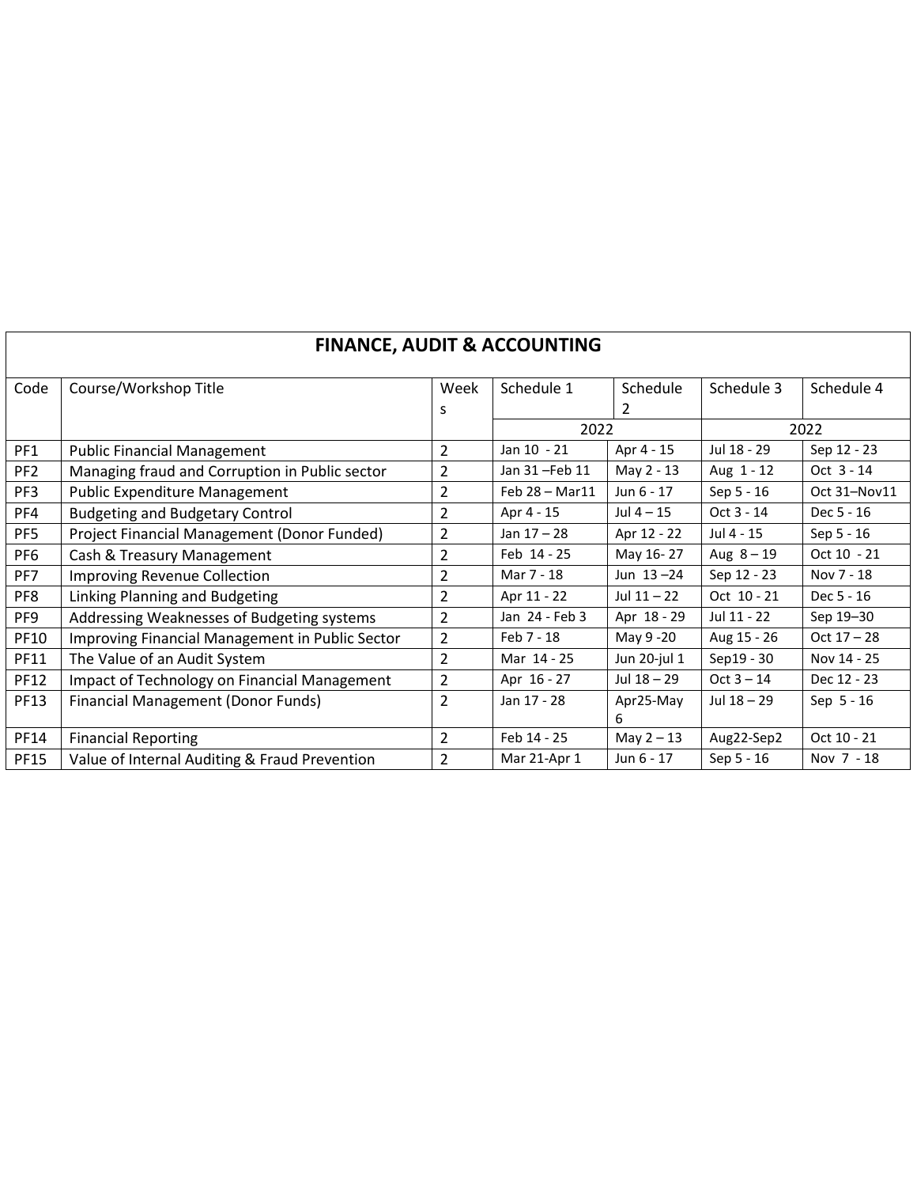## FINANCE, AUDIT & ACCOUNTING

| Code | Course/Workshop Title | Weeks | Schedule 1 | Schedule 2 | Schedule 3 | Schedule 4 |
|---|---|---|---|---|---|---|
| | | | 2022 | | 2022 | |
| PF1 | Public Financial Management | 2 | Jan 10 - 21 | Apr 4 - 15 | Jul 18 - 29 | Sep 12 - 23 |
| PF2 | Managing fraud and Corruption in Public sector | 2 | Jan 31 –Feb 11 | May 2 - 13 | Aug 1 - 12 | Oct 3 - 14 |
| PF3 | Public Expenditure Management | 2 | Feb 28 – Mar11 | Jun 6 - 17 | Sep 5 - 16 | Oct 31–Nov11 |
| PF4 | Budgeting and Budgetary Control | 2 | Apr 4 - 15 | Jul 4 – 15 | Oct 3 - 14 | Dec 5 - 16 |
| PF5 | Project Financial Management (Donor Funded) | 2 | Jan 17 – 28 | Apr 12 - 22 | Jul 4 - 15 | Sep 5 - 16 |
| PF6 | Cash & Treasury Management | 2 | Feb 14 - 25 | May 16- 27 | Aug 8 – 19 | Oct 10 - 21 |
| PF7 | Improving Revenue Collection | 2 | Mar 7 - 18 | Jun 13 –24 | Sep 12 - 23 | Nov 7 - 18 |
| PF8 | Linking Planning and Budgeting | 2 | Apr 11 - 22 | Jul 11 – 22 | Oct 10 - 21 | Dec 5 - 16 |
| PF9 | Addressing Weaknesses of Budgeting systems | 2 | Jan 24 - Feb 3 | Apr 18 - 29 | Jul 11 - 22 | Sep 19–30 |
| PF10 | Improving Financial Management in Public Sector | 2 | Feb 7 - 18 | May 9 -20 | Aug 15 - 26 | Oct 17 – 28 |
| PF11 | The Value of an Audit System | 2 | Mar 14 - 25 | Jun 20-jul 1 | Sep19 - 30 | Nov 14 - 25 |
| PF12 | Impact of Technology on Financial Management | 2 | Apr 16 - 27 | Jul 18 – 29 | Oct 3 – 14 | Dec 12 - 23 |
| PF13 | Financial Management (Donor Funds) | 2 | Jan 17 - 28 | Apr25-May 6 | Jul 18 – 29 | Sep 5 - 16 |
| PF14 | Financial Reporting | 2 | Feb 14 - 25 | May 2 – 13 | Aug22-Sep2 | Oct 10 - 21 |
| PF15 | Value of Internal Auditing & Fraud Prevention | 2 | Mar 21-Apr 1 | Jun 6 - 17 | Sep 5 - 16 | Nov 7 - 18 |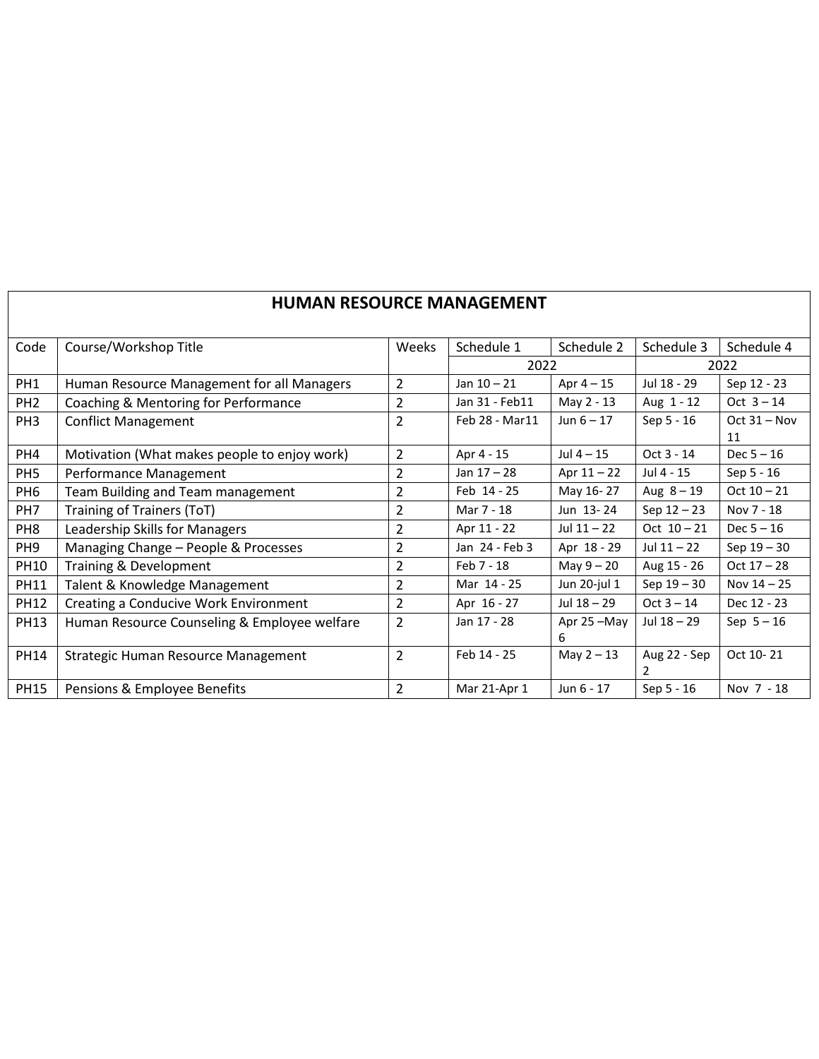# HUMAN RESOURCE MANAGEMENT

| Code | Course/Workshop Title | Weeks | Schedule 1 | Schedule 2 | Schedule 3 | Schedule 4 |
|---|---|---|---|---|---|---|
| | | | 2022 | | 2022 | |
| PH1 | Human Resource Management for all Managers | 2 | Jan 10 – 21 | Apr 4 – 15 | Jul 18 - 29 | Sep 12 - 23 |
| PH2 | Coaching & Mentoring for Performance | 2 | Jan 31 - Feb11 | May 2 - 13 | Aug 1 - 12 | Oct 3 – 14 |
| PH3 | Conflict Management | 2 | Feb 28 - Mar11 | Jun 6 – 17 | Sep 5 - 16 | Oct 31 – Nov 11 |
| PH4 | Motivation (What makes people to enjoy work) | 2 | Apr 4 - 15 | Jul 4 – 15 | Oct 3 - 14 | Dec 5 – 16 |
| PH5 | Performance Management | 2 | Jan 17 – 28 | Apr 11 – 22 | Jul 4 - 15 | Sep 5 - 16 |
| PH6 | Team Building and Team management | 2 | Feb 14 - 25 | May 16- 27 | Aug 8 – 19 | Oct 10 – 21 |
| PH7 | Training of Trainers (ToT) | 2 | Mar 7 - 18 | Jun 13- 24 | Sep 12 – 23 | Nov 7 - 18 |
| PH8 | Leadership Skills for Managers | 2 | Apr 11 - 22 | Jul 11 – 22 | Oct 10 – 21 | Dec 5 – 16 |
| PH9 | Managing Change – People & Processes | 2 | Jan 24 - Feb 3 | Apr 18 - 29 | Jul 11 – 22 | Sep 19 – 30 |
| PH10 | Training & Development | 2 | Feb 7 - 18 | May 9 – 20 | Aug 15 - 26 | Oct 17 – 28 |
| PH11 | Talent & Knowledge Management | 2 | Mar 14 - 25 | Jun 20-jul 1 | Sep 19 – 30 | Nov 14 – 25 |
| PH12 | Creating a Conducive Work Environment | 2 | Apr 16 - 27 | Jul 18 – 29 | Oct 3 – 14 | Dec 12 - 23 |
| PH13 | Human Resource Counseling & Employee welfare | 2 | Jan 17 - 28 | Apr 25 –May 6 | Jul 18 – 29 | Sep 5 – 16 |
| PH14 | Strategic Human Resource Management | 2 | Feb 14 - 25 | May 2 – 13 | Aug 22 - Sep 2 | Oct 10- 21 |
| PH15 | Pensions & Employee Benefits | 2 | Mar 21-Apr 1 | Jun 6 - 17 | Sep 5 - 16 | Nov 7 - 18 |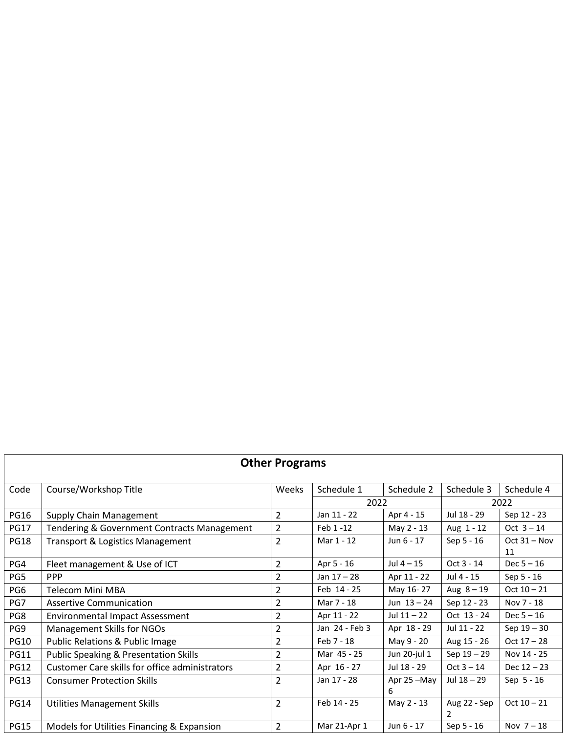| Other Programs | | | | | | |
|---|---|---|---|---|---|---|
| Code | Course/Workshop Title | Weeks | Schedule 1 | Schedule 2 | Schedule 3 | Schedule 4 |
| | | | 2022 | | 2022 | |
| PG16 | Supply Chain Management | 2 | Jan 11 - 22 | Apr 4 - 15 | Jul 18 - 29 | Sep 12 - 23 |
| PG17 | Tendering & Government Contracts Management | 2 | Feb 1 -12 | May 2 - 13 | Aug 1 - 12 | Oct 3 – 14 |
| PG18 | Transport & Logistics Management | 2 | Mar 1 - 12 | Jun 6 - 17 | Sep 5 - 16 | Oct 31 – Nov 11 |
| PG4 | Fleet management & Use of ICT | 2 | Apr 5 - 16 | Jul 4 – 15 | Oct 3 - 14 | Dec 5 – 16 |
| PG5 | PPP | 2 | Jan 17 – 28 | Apr 11 - 22 | Jul 4 - 15 | Sep 5 - 16 |
| PG6 | Telecom Mini MBA | 2 | Feb 14 - 25 | May 16- 27 | Aug 8 – 19 | Oct 10 – 21 |
| PG7 | Assertive Communication | 2 | Mar 7 - 18 | Jun 13 – 24 | Sep 12 - 23 | Nov 7 - 18 |
| PG8 | Environmental Impact Assessment | 2 | Apr 11 - 22 | Jul 11 – 22 | Oct 13 - 24 | Dec 5 – 16 |
| PG9 | Management Skills for NGOs | 2 | Jan 24 - Feb 3 | Apr 18 - 29 | Jul 11 - 22 | Sep 19 – 30 |
| PG10 | Public Relations & Public Image | 2 | Feb 7 - 18 | May 9 - 20 | Aug 15 - 26 | Oct 17 – 28 |
| PG11 | Public Speaking & Presentation Skills | 2 | Mar 45 - 25 | Jun 20-jul 1 | Sep 19 – 29 | Nov 14 - 25 |
| PG12 | Customer Care skills for office administrators | 2 | Apr 16 - 27 | Jul 18 - 29 | Oct 3 – 14 | Dec 12 – 23 |
| PG13 | Consumer Protection Skills | 2 | Jan 17 - 28 | Apr 25 –May 6 | Jul 18 – 29 | Sep 5 - 16 |
| PG14 | Utilities Management Skills | 2 | Feb 14 - 25 | May 2 - 13 | Aug 22 - Sep 2 | Oct 10 – 21 |
| PG15 | Models for Utilities Financing & Expansion | 2 | Mar 21-Apr 1 | Jun 6 - 17 | Sep 5 - 16 | Nov 7 – 18 |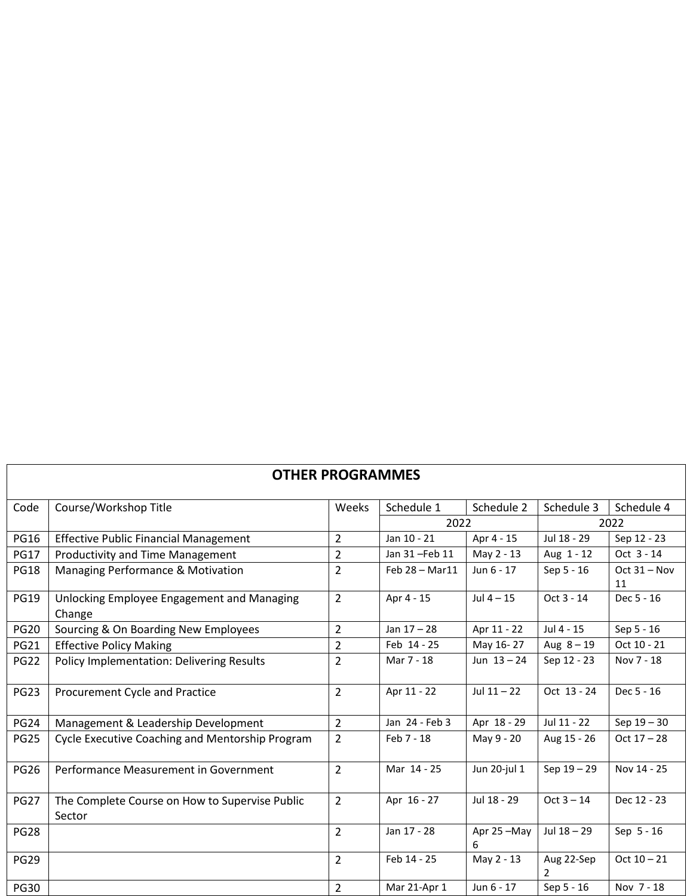| OTHER PROGRAMMES | | | | | | |
|---|---|---|---|---|---|---|
| Code | Course/Workshop Title | Weeks | Schedule 1 | Schedule 2 | Schedule 3 | Schedule 4 |
| | | | 2022 | | 2022 | |
| PG16 | Effective Public Financial Management | 2 | Jan 10 - 21 | Apr 4 - 15 | Jul 18 - 29 | Sep 12 - 23 |
| PG17 | Productivity and Time Management | 2 | Jan 31 –Feb 11 | May 2 - 13 | Aug 1 - 12 | Oct 3 - 14 |
| PG18 | Managing Performance & Motivation | 2 | Feb 28 – Mar11 | Jun 6 - 17 | Sep 5 - 16 | Oct 31 – Nov 11 |
| PG19 | Unlocking Employee Engagement and Managing Change | 2 | Apr 4 - 15 | Jul 4 – 15 | Oct 3 - 14 | Dec 5 - 16 |
| PG20 | Sourcing & On Boarding New Employees | 2 | Jan 17 – 28 | Apr 11 - 22 | Jul 4 - 15 | Sep 5 - 16 |
| PG21 | Effective Policy Making | 2 | Feb 14 - 25 | May 16- 27 | Aug 8 – 19 | Oct 10 - 21 |
| PG22 | Policy Implementation: Delivering Results | 2 | Mar 7 - 18 | Jun 13 – 24 | Sep 12 - 23 | Nov 7 - 18 |
| PG23 | Procurement Cycle and Practice | 2 | Apr 11 - 22 | Jul 11 – 22 | Oct 13 - 24 | Dec 5 - 16 |
| PG24 | Management & Leadership Development | 2 | Jan 24 - Feb 3 | Apr 18 - 29 | Jul 11 - 22 | Sep 19 – 30 |
| PG25 | Cycle Executive Coaching and Mentorship Program | 2 | Feb 7 - 18 | May 9 - 20 | Aug 15 - 26 | Oct 17 – 28 |
| PG26 | Performance Measurement in Government | 2 | Mar 14 - 25 | Jun 20-jul 1 | Sep 19 – 29 | Nov 14 - 25 |
| PG27 | The Complete Course on How to Supervise Public Sector | 2 | Apr 16 - 27 | Jul 18 - 29 | Oct 3 – 14 | Dec 12 - 23 |
| PG28 | | 2 | Jan 17 - 28 | Apr 25 –May 6 | Jul 18 – 29 | Sep 5 - 16 |
| PG29 | | 2 | Feb 14 - 25 | May 2 - 13 | Aug 22-Sep 2 | Oct 10 – 21 |
| PG30 | | 2 | Mar 21-Apr 1 | Jun 6 - 17 | Sep 5 - 16 | Nov 7 - 18 |